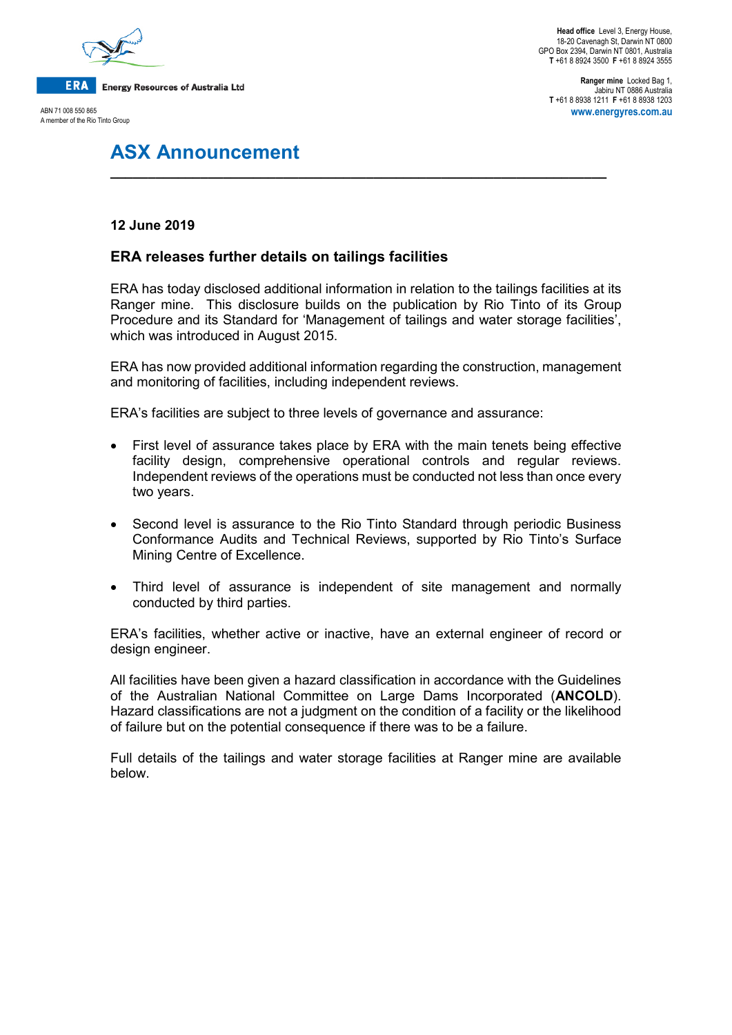Energy Resources of Australia Ltd

ABN 71 008 550 865
A member of the Rio Tinto Group

**Head office** Level 3, Energy House, 18-20 Cavenagh St, Darwin NT 0800
GPO Box 2394, Darwin NT 0801, Australia
**T** +61 8 8924 3500 **F** +61 8 8924 3555

**Ranger mine** Locked Bag 1, Jabiru NT 0886 Australia
**T** +61 8 8938 1211 **F** +61 8 8938 1203
**www.energyres.com.au**

# ASX Announcement

**12 June 2019**

## ERA releases further details on tailings facilities

ERA has today disclosed additional information in relation to the tailings facilities at its Ranger mine. This disclosure builds on the publication by Rio Tinto of its Group Procedure and its Standard for 'Management of tailings and water storage facilities', which was introduced in August 2015.

ERA has now provided additional information regarding the construction, management and monitoring of facilities, including independent reviews.

ERA's facilities are subject to three levels of governance and assurance:

- First level of assurance takes place by ERA with the main tenets being effective facility design, comprehensive operational controls and regular reviews. Independent reviews of the operations must be conducted not less than once every two years.
- Second level is assurance to the Rio Tinto Standard through periodic Business Conformance Audits and Technical Reviews, supported by Rio Tinto's Surface Mining Centre of Excellence.
- Third level of assurance is independent of site management and normally conducted by third parties.

ERA's facilities, whether active or inactive, have an external engineer of record or design engineer.

All facilities have been given a hazard classification in accordance with the Guidelines of the Australian National Committee on Large Dams Incorporated (**ANCOLD**). Hazard classifications are not a judgment on the condition of a facility or the likelihood of failure but on the potential consequence if there was to be a failure.

Full details of the tailings and water storage facilities at Ranger mine are available below.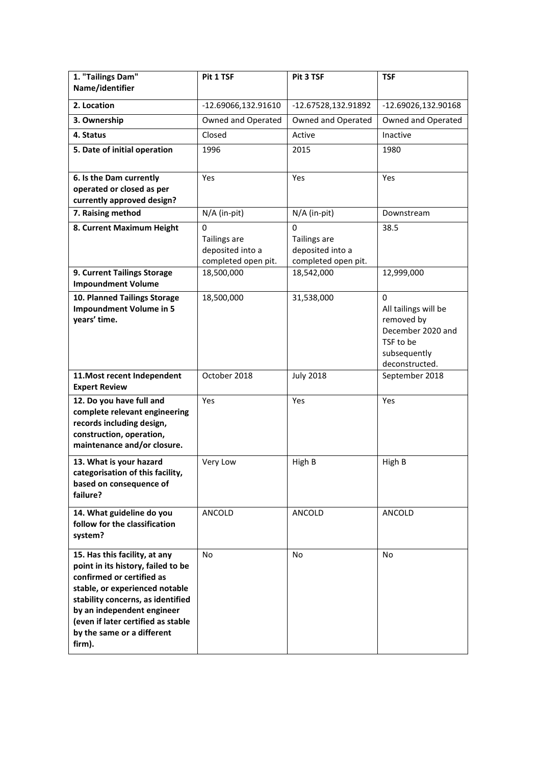| **1. "Tailings Dam" Name/identifier** | **Pit 1 TSF** | **Pit 3 TSF** | **TSF** |
|---|---|---|---|
| **2. Location** | -12.69066,132.91610 | -12.67528,132.91892 | -12.69026,132.90168 |
| **3. Ownership** | Owned and Operated | Owned and Operated | Owned and Operated |
| **4. Status** | Closed | Active | Inactive |
| **5. Date of initial operation** | 1996 | 2015 | 1980 |
| **6. Is the Dam currently operated or closed as per currently approved design?** | Yes | Yes | Yes |
| **7. Raising method** | N/A (in-pit) | N/A (in-pit) | Downstream |
| **8. Current Maximum Height** | 0 Tailings are deposited into a completed open pit. | 0 Tailings are deposited into a completed open pit. | 38.5 |
| **9. Current Tailings Storage Impoundment Volume** | 18,500,000 | 18,542,000 | 12,999,000 |
| **10. Planned Tailings Storage Impoundment Volume in 5 years' time.** | 18,500,000 | 31,538,000 | 0 All tailings will be removed by December 2020 and TSF to be subsequently deconstructed. |
| **11.Most recent Independent Expert Review** | October 2018 | July 2018 | September 2018 |
| **12. Do you have full and complete relevant engineering records including design, construction, operation, maintenance and/or closure.** | Yes | Yes | Yes |
| **13. What is your hazard categorisation of this facility, based on consequence of failure?** | Very Low | High B | High B |
| **14. What guideline do you follow for the classification system?** | ANCOLD | ANCOLD | ANCOLD |
| **15. Has this facility, at any point in its history, failed to be confirmed or certified as stable, or experienced notable stability concerns, as identified by an independent engineer (even if later certified as stable by the same or a different firm).** | No | No | No |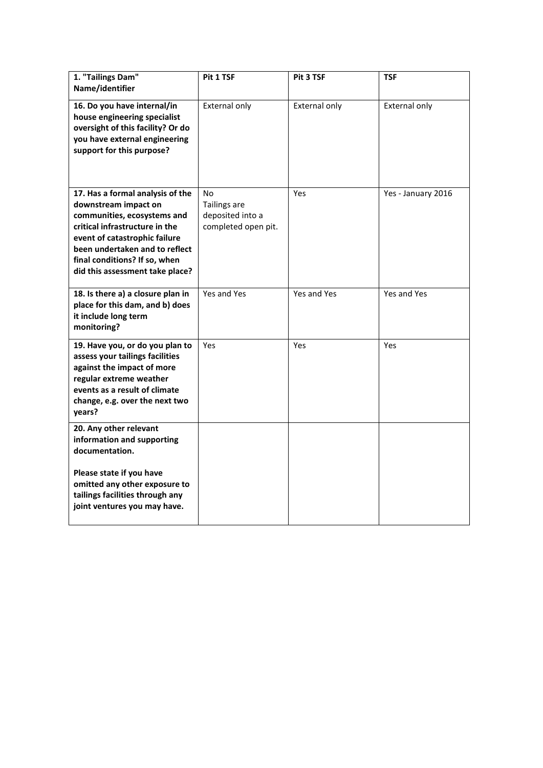| 1. "Tailings Dam" Name/identifier | Pit 1 TSF | Pit 3 TSF | TSF |
|---|---|---|---|
| **16. Do you have internal/in house engineering specialist oversight of this facility? Or do you have external engineering support for this purpose?** | External only | External only | External only |
| **17. Has a formal analysis of the downstream impact on communities, ecosystems and critical infrastructure in the event of catastrophic failure been undertaken and to reflect final conditions? If so, when did this assessment take place?** | No<br>Tailings are deposited into a completed open pit. | Yes | Yes - January 2016 |
| **18. Is there a) a closure plan in place for this dam, and b) does it include long term monitoring?** | Yes and Yes | Yes and Yes | Yes and Yes |
| **19. Have you, or do you plan to assess your tailings facilities against the impact of more regular extreme weather events as a result of climate change, e.g. over the next two years?** | Yes | Yes | Yes |
| **20. Any other relevant information and supporting documentation.**<br><br>**Please state if you have omitted any other exposure to tailings facilities through any joint ventures you may have.** | | | |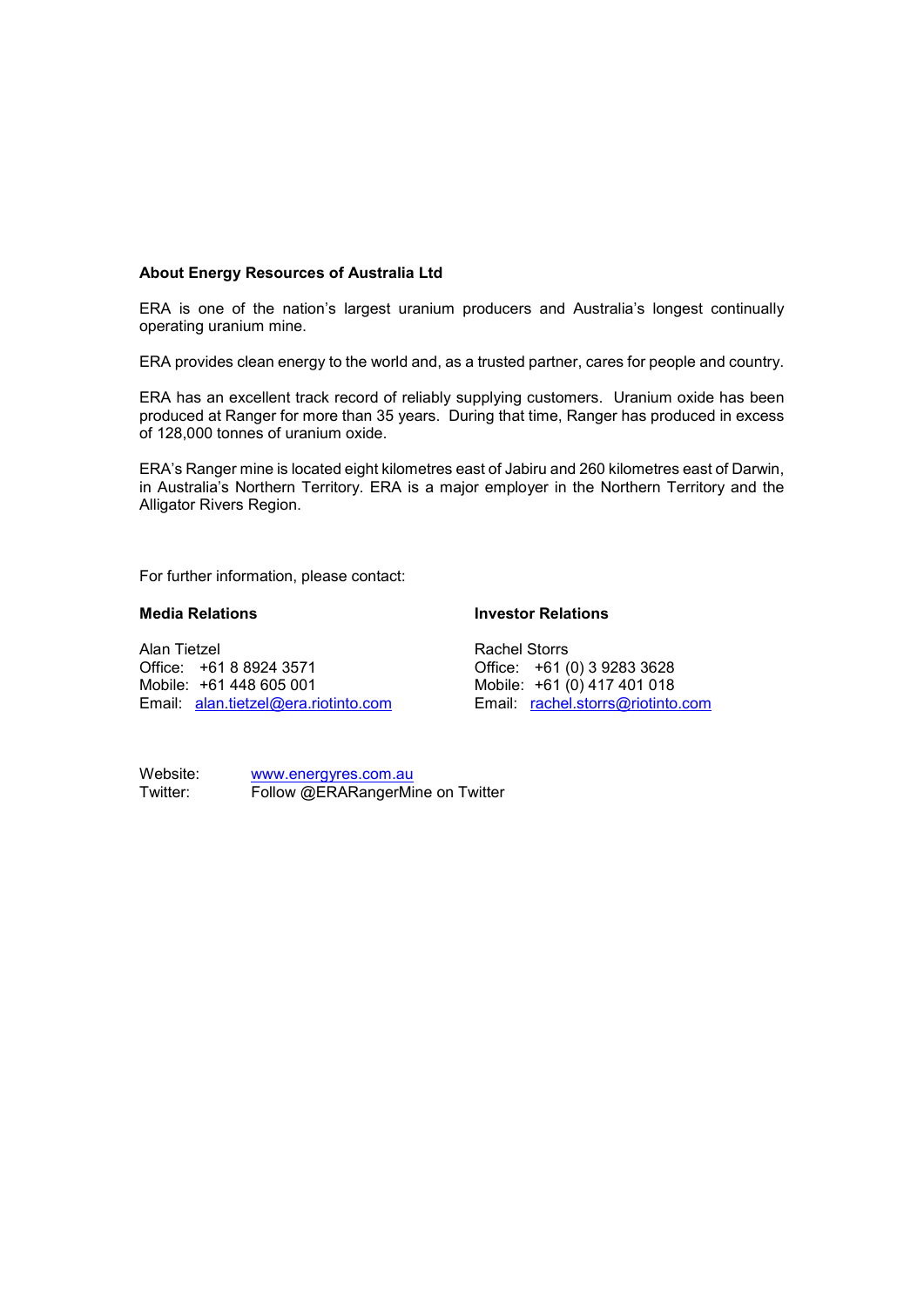**About Energy Resources of Australia Ltd**

ERA is one of the nation's largest uranium producers and Australia's longest continually operating uranium mine.

ERA provides clean energy to the world and, as a trusted partner, cares for people and country.

ERA has an excellent track record of reliably supplying customers. Uranium oxide has been produced at Ranger for more than 35 years. During that time, Ranger has produced in excess of 128,000 tonnes of uranium oxide.

ERA's Ranger mine is located eight kilometres east of Jabiru and 260 kilometres east of Darwin, in Australia's Northern Territory. ERA is a major employer in the Northern Territory and the Alligator Rivers Region.

For further information, please contact:

**Media Relations**

Alan Tietzel
Office: +61 8 8924 3571
Mobile: +61 448 605 001
Email: alan.tietzel@era.riotinto.com

**Investor Relations**

Rachel Storrs
Office: +61 (0) 3 9283 3628
Mobile: +61 (0) 417 401 018
Email: rachel.storrs@riotinto.com

Website: www.energyres.com.au
Twitter: Follow @ERARangerMine on Twitter